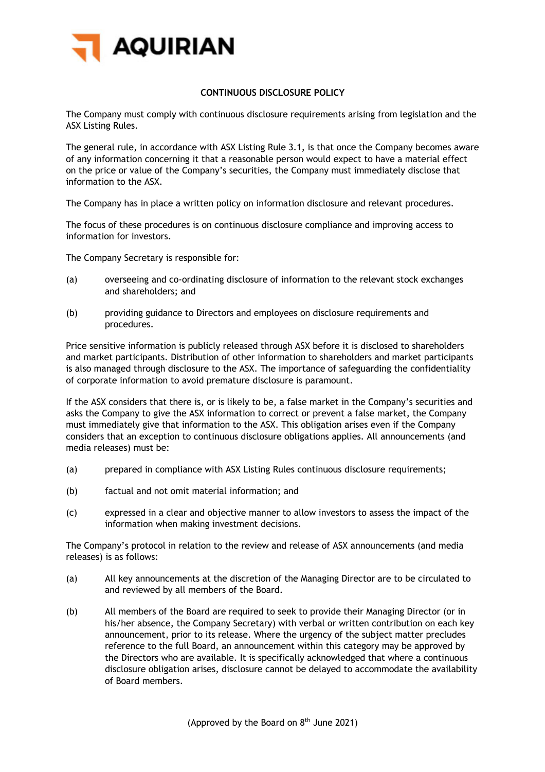AQUIRIAN

# CONTINUOUS DISCLOSURE POLICY

The Company must comply with continuous disclosure requirements arising from legislation and the ASX Listing Rules.

The general rule, in accordance with ASX Listing Rule 3.1, is that once the Company becomes aware of any information concerning it that a reasonable person would expect to have a material effect on the price or value of the Company's securities, the Company must immediately disclose that information to the ASX.

The Company has in place a written policy on information disclosure and relevant procedures.

The focus of these procedures is on continuous disclosure compliance and improving access to information for investors.

The Company Secretary is responsible for:

(a) overseeing and co-ordinating disclosure of information to the relevant stock exchanges and shareholders; and

(b) providing guidance to Directors and employees on disclosure requirements and procedures.

Price sensitive information is publicly released through ASX before it is disclosed to shareholders and market participants. Distribution of other information to shareholders and market participants is also managed through disclosure to the ASX. The importance of safeguarding the confidentiality of corporate information to avoid premature disclosure is paramount.

If the ASX considers that there is, or is likely to be, a false market in the Company's securities and asks the Company to give the ASX information to correct or prevent a false market, the Company must immediately give that information to the ASX. This obligation arises even if the Company considers that an exception to continuous disclosure obligations applies. All announcements (and media releases) must be:

(a) prepared in compliance with ASX Listing Rules continuous disclosure requirements;

(b) factual and not omit material information; and

(c) expressed in a clear and objective manner to allow investors to assess the impact of the information when making investment decisions.

The Company's protocol in relation to the review and release of ASX announcements (and media releases) is as follows:

(a) All key announcements at the discretion of the Managing Director are to be circulated to and reviewed by all members of the Board.

(b) All members of the Board are required to seek to provide their Managing Director (or in his/her absence, the Company Secretary) with verbal or written contribution on each key announcement, prior to its release. Where the urgency of the subject matter precludes reference to the full Board, an announcement within this category may be approved by the Directors who are available. It is specifically acknowledged that where a continuous disclosure obligation arises, disclosure cannot be delayed to accommodate the availability of Board members.

(Approved by the Board on 8th June 2021)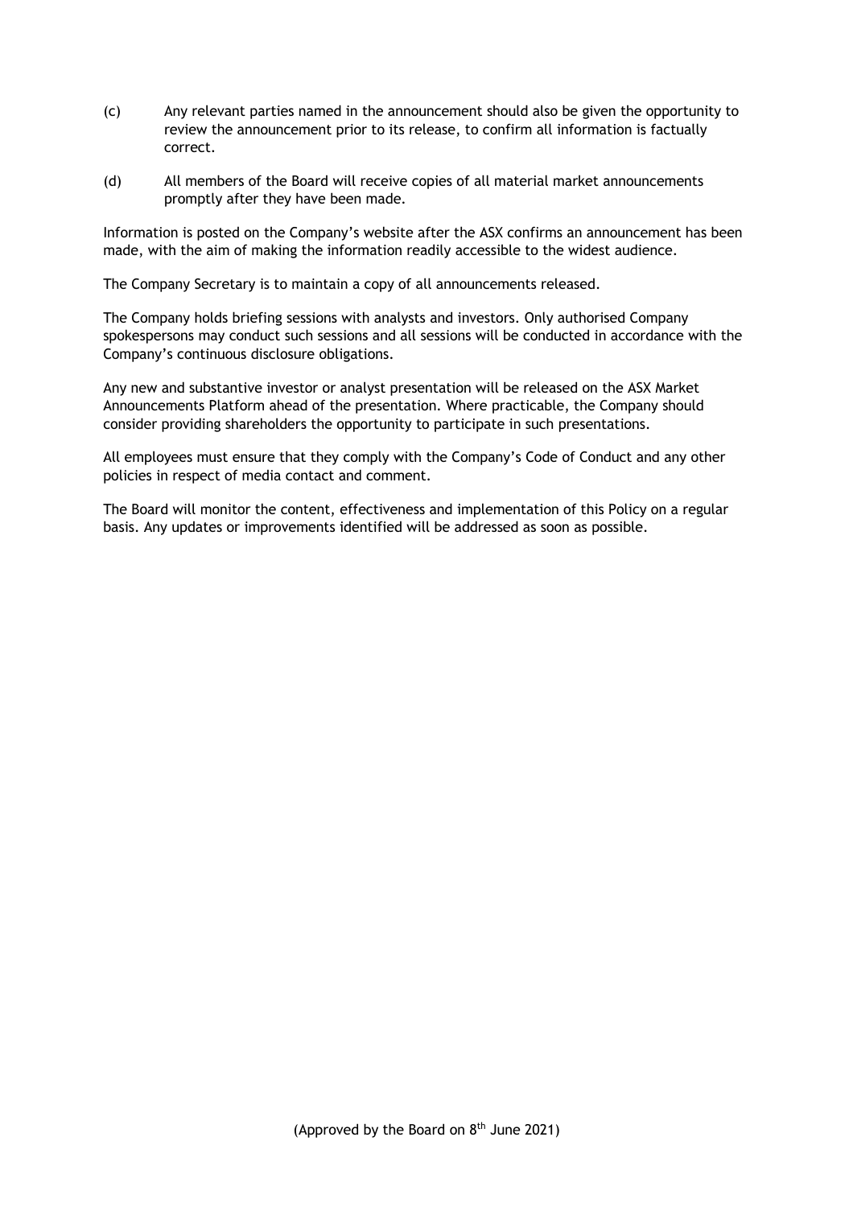(c) Any relevant parties named in the announcement should also be given the opportunity to review the announcement prior to its release, to confirm all information is factually correct.

(d) All members of the Board will receive copies of all material market announcements promptly after they have been made.

Information is posted on the Company's website after the ASX confirms an announcement has been made, with the aim of making the information readily accessible to the widest audience.

The Company Secretary is to maintain a copy of all announcements released.

The Company holds briefing sessions with analysts and investors. Only authorised Company spokespersons may conduct such sessions and all sessions will be conducted in accordance with the Company's continuous disclosure obligations.

Any new and substantive investor or analyst presentation will be released on the ASX Market Announcements Platform ahead of the presentation. Where practicable, the Company should consider providing shareholders the opportunity to participate in such presentations.

All employees must ensure that they comply with the Company's Code of Conduct and any other policies in respect of media contact and comment.

The Board will monitor the content, effectiveness and implementation of this Policy on a regular basis. Any updates or improvements identified will be addressed as soon as possible.

(Approved by the Board on 8th June 2021)